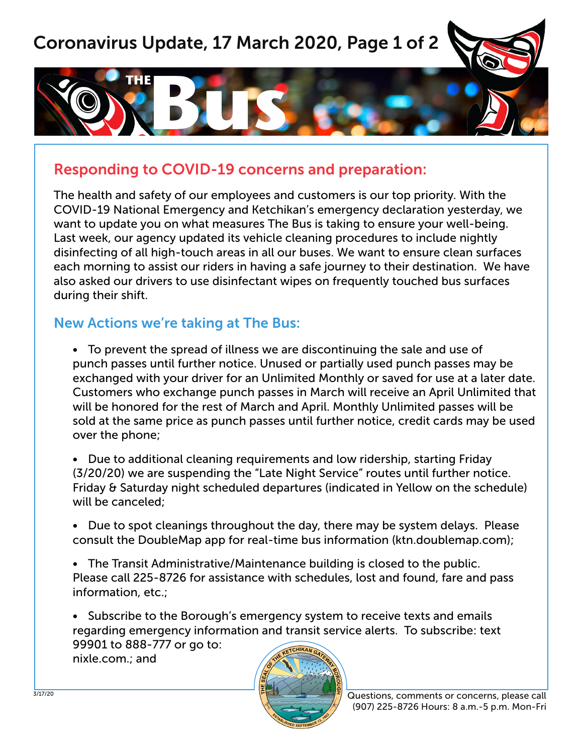# Coronavirus Update, 17 March 2020, Page 1 of 2

# THE Bus

## Responding to COVID-19 concerns and preparation:

The health and safety of our employees and customers is our top priority. With the COVID-19 National Emergency and Ketchikan's emergency declaration yesterday, we want to update you on what measures The Bus is taking to ensure your well-being. Last week, our agency updated its vehicle cleaning procedures to include nightly disinfecting of all high-touch areas in all our buses. We want to ensure clean surfaces each morning to assist our riders in having a safe journey to their destination. We have also asked our drivers to use disinfectant wipes on frequently touched bus surfaces during their shift.

### New Actions we're taking at The Bus:

- To prevent the spread of illness we are discontinuing the sale and use of punch passes until further notice. Unused or partially used punch passes may be exchanged with your driver for an Unlimited Monthly or saved for use at a later date. Customers who exchange punch passes in March will receive an April Unlimited that will be honored for the rest of March and April. Monthly Unlimited passes will be sold at the same price as punch passes until further notice, credit cards may be used over the phone;

- Due to additional cleaning requirements and low ridership, starting Friday (3/20/20) we are suspending the "Late Night Service" routes until further notice. Friday & Saturday night scheduled departures (indicated in Yellow on the schedule) will be canceled;

- Due to spot cleanings throughout the day, there may be system delays. Please consult the DoubleMap app for real-time bus information (ktn.doublemap.com);

- The Transit Administrative/Maintenance building is closed to the public. Please call 225-8726 for assistance with schedules, lost and found, fare and pass information, etc.;

- Subscribe to the Borough's emergency system to receive texts and emails regarding emergency information and transit service alerts. To subscribe: text 99901 to 888-777 or go to: nixle.com.; and

3/17/20

Questions, comments or concerns, please call (907) 225-8726 Hours: 8 a.m.-5 p.m. Mon-Fri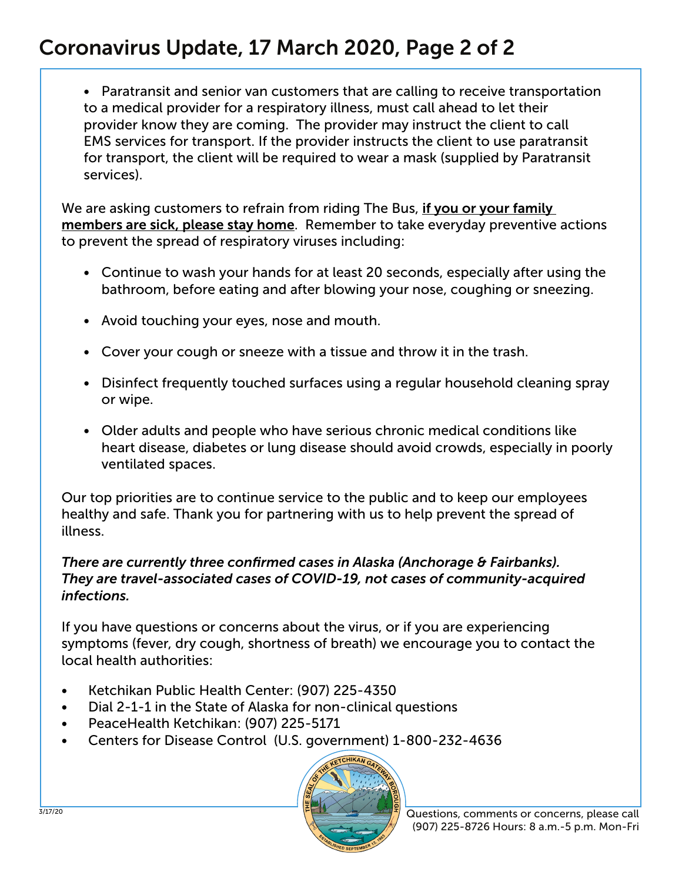# Coronavirus Update, 17 March 2020, Page 2 of 2

- Paratransit and senior van customers that are calling to receive transportation to a medical provider for a respiratory illness, must call ahead to let their provider know they are coming. The provider may instruct the client to call EMS services for transport. If the provider instructs the client to use paratransit for transport, the client will be required to wear a mask (supplied by Paratransit services).

We are asking customers to refrain from riding The Bus, **if you or your family members are sick, please stay home**. Remember to take everyday preventive actions to prevent the spread of respiratory viruses including:

- Continue to wash your hands for at least 20 seconds, especially after using the bathroom, before eating and after blowing your nose, coughing or sneezing.
- Avoid touching your eyes, nose and mouth.
- Cover your cough or sneeze with a tissue and throw it in the trash.
- Disinfect frequently touched surfaces using a regular household cleaning spray or wipe.
- Older adults and people who have serious chronic medical conditions like heart disease, diabetes or lung disease should avoid crowds, especially in poorly ventilated spaces.

Our top priorities are to continue service to the public and to keep our employees healthy and safe. Thank you for partnering with us to help prevent the spread of illness.

***There are currently three confirmed cases in Alaska (Anchorage & Fairbanks). They are travel-associated cases of COVID-19, not cases of community-acquired infections.***

If you have questions or concerns about the virus, or if you are experiencing symptoms (fever, dry cough, shortness of breath) we encourage you to contact the local health authorities:

- Ketchikan Public Health Center: (907) 225-4350
- Dial 2-1-1 in the State of Alaska for non-clinical questions
- PeaceHealth Ketchikan: (907) 225-5171
- Centers for Disease Control (U.S. government) 1-800-232-4636

3/17/20

Questions, comments or concerns, please call (907) 225-8726 Hours: 8 a.m.-5 p.m. Mon-Fri